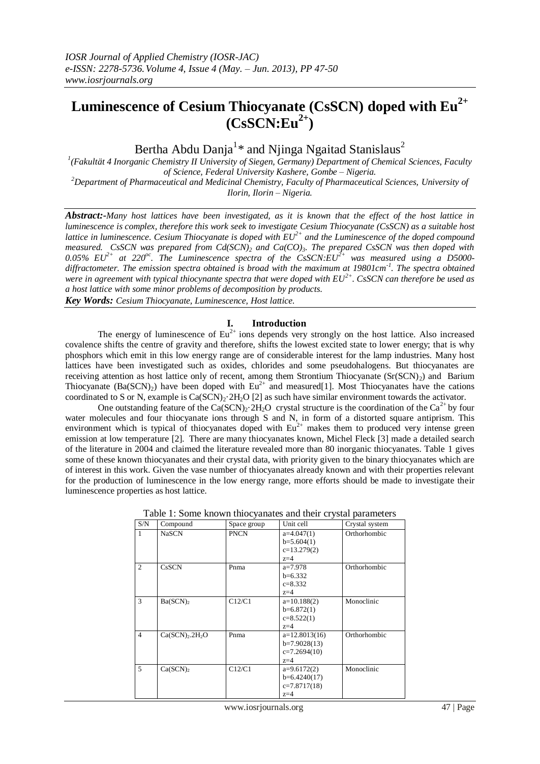# Luminescence of Cesium Thiocyanate (CsSCN) doped with $Eu^{2+}$ ($CsSCN:Eu^{2+}$)

Bertha Abdu Danja[1]* and Njinga Ngaitad Stanislaus[2]

[1](Fakultät 4 Inorganic Chemistry II University of Siegen, Germany) Department of Chemical Sciences, Faculty of Science, Federal University Kashere, Gombe – Nigeria.
[2]Department of Pharmaceutical and Medicinal Chemistry, Faculty of Pharmaceutical Sciences, University of Ilorin, Ilorin – Nigeria.

***Abstract:-*** *Many host lattices have been investigated, as it is known that the effect of the host lattice in luminescence is complex, therefore this work seek to investigate Cesium Thiocyanate (CsSCN) as a suitable host lattice in luminescence. Cesium Thiocyanate is doped with $EU^{2+}$ and the Luminescence of the doped compound measured. CsSCN was prepared from $Cd(SCN)_2$ and $Ca(CO)_3$. The prepared CsSCN was then doped with 0.05% $EU^{2+}$ at $220^{oc}$. The Luminescence spectra of the $CsSCN:EU^{2+}$ was measured using a D5000-diffractometer. The emission spectra obtained is broad with the maximum at $19801cm^{-1}$. The spectra obtained were in agreement with typical thiocynante spectra that were doped with $EU^{2+}$. CsSCN can therefore be used as a host lattice with some minor problems of decomposition by products.*

***Key Words:*** *Cesium Thiocyanate, Luminescence, Host lattice.*

## I. Introduction

The energy of luminescence of $Eu^{2+}$ ions depends very strongly on the host lattice. Also increased covalence shifts the centre of gravity and therefore, shifts the lowest excited state to lower energy; that is why phosphors which emit in this low energy range are of considerable interest for the lamp industries. Many host lattices have been investigated such as oxides, chlorides and some pseudohalogens. But thiocyanates are receiving attention as host lattice only of recent, among them Strontium Thiocyanate ($Sr(SCN)_2$) and Barium Thiocyanate ($Ba(SCN)_2$) have been doped with $Eu^{2+}$ and measured[1]. Most Thiocyanates have the cations coordinated to S or N, example is $Ca(SCN)_2 \cdot 2H_2O$ [2] as such have similar environment towards the activator.

One outstanding feature of the $Ca(SCN)_2 \cdot 2H_2O$ crystal structure is the coordination of the $Ca^{2+}$ by four water molecules and four thiocyanate ions through S and N, in form of a distorted square antiprism. This environment which is typical of thiocyanates doped with $Eu^{2+}$ makes them to produced very intense green emission at low temperature [2]. There are many thiocyanates known, Michel Fleck [3] made a detailed search of the literature in 2004 and claimed the literature revealed more than 80 inorganic thiocyanates. Table 1 gives some of these known thiocyanates and their crystal data, with priority given to the binary thiocyanates which are of interest in this work. Given the vase number of thiocyanates already known and with their properties relevant for the production of luminescence in the low energy range, more efforts should be made to investigate their luminescence properties as host lattice.

Table 1: Some known thiocyanates and their crystal parameters

| S/N | Compound | Space group | Unit cell | Crystal system |
|---|---|---|---|---|
| 1 | NaSCN | PNCN | a=4.047(1)<br>b=5.604(1)<br>c=13.279(2)<br>z=4 | Orthorhombic |
| 2 | CsSCN | Pnma | a=7.978<br>b=6.332<br>c=8.332<br>z=4 | Orthorhombic |
| 3 | $Ba(SCN)_2$ | C12/C1 | a=10.188(2)<br>b=6.872(1)<br>c=8.522(1)<br>z=4 | Monoclinic |
| 4 | $Ca(SCN)_2.2H_2O$ | Pnma | a=12.8013(16)<br>b=7.9028(13)<br>c=7.2694(10)<br>z=4 | Orthorhombic |
| 5 | $Ca(SCN)_2$ | C12/C1 | a=9.6172(2)<br>b=6.4240(17)<br>c=7.8717(18)<br>z=4 | Monoclinic |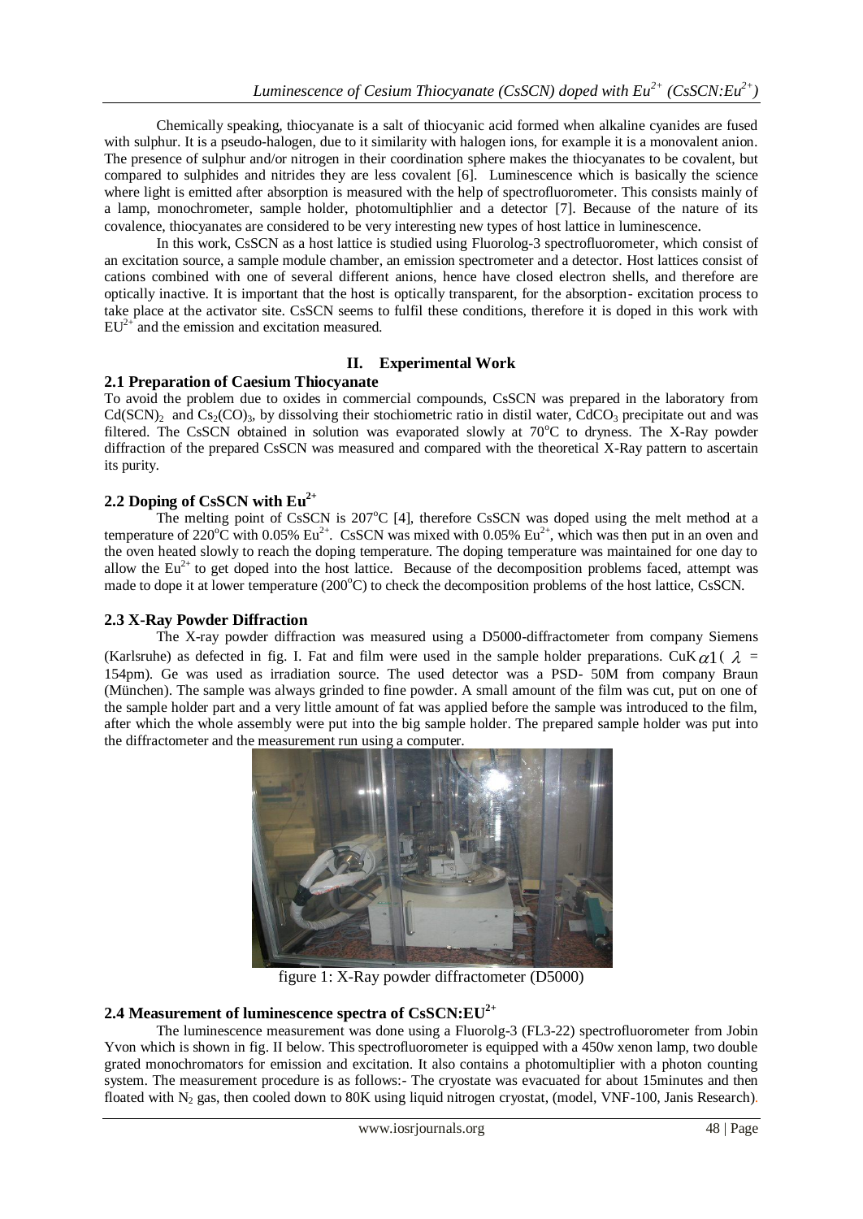Chemically speaking, thiocyanate is a salt of thiocyanic acid formed when alkaline cyanides are fused with sulphur. It is a pseudo-halogen, due to it similarity with halogen ions, for example it is a monovalent anion. The presence of sulphur and/or nitrogen in their coordination sphere makes the thiocyanates to be covalent, but compared to sulphides and nitrides they are less covalent [6]. Luminescence which is basically the science where light is emitted after absorption is measured with the help of spectrofluorometer. This consists mainly of a lamp, monochrometer, sample holder, photomultiphlier and a detector [7]. Because of the nature of its covalence, thiocyanates are considered to be very interesting new types of host lattice in luminescence.

In this work, CsSCN as a host lattice is studied using Fluorolog-3 spectrofluorometer, which consist of an excitation source, a sample module chamber, an emission spectrometer and a detector. Host lattices consist of cations combined with one of several different anions, hence have closed electron shells, and therefore are optically inactive. It is important that the host is optically transparent, for the absorption- excitation process to take place at the activator site. CsSCN seems to fulfil these conditions, therefore it is doped in this work with $EU^{2+}$ and the emission and excitation measured.

## II. Experimental Work

### 2.1 Preparation of Caesium Thiocyanate

To avoid the problem due to oxides in commercial compounds, CsSCN was prepared in the laboratory from $Cd(SCN)_2$ and $Cs_2(CO)_3$, by dissolving their stochiometric ratio in distil water, $CdCO_3$ precipitate out and was filtered. The CsSCN obtained in solution was evaporated slowly at 70°C to dryness. The X-Ray powder diffraction of the prepared CsSCN was measured and compared with the theoretical X-Ray pattern to ascertain its purity.

### 2.2 Doping of CsSCN with $Eu^{2+}$

The melting point of CsSCN is 207°C [4], therefore CsSCN was doped using the melt method at a temperature of 220°C with 0.05% $Eu^{2+}$. CsSCN was mixed with 0.05% $Eu^{2+}$, which was then put in an oven and the oven heated slowly to reach the doping temperature. The doping temperature was maintained for one day to allow the $Eu^{2+}$ to get doped into the host lattice. Because of the decomposition problems faced, attempt was made to dope it at lower temperature (200°C) to check the decomposition problems of the host lattice, CsSCN.

### 2.3 X-Ray Powder Diffraction

The X-ray powder diffraction was measured using a D5000-diffractometer from company Siemens (Karlsruhe) as defected in fig. I. Fat and film were used in the sample holder preparations. $CuK\alpha 1$ ( $\lambda$ = 154pm). Ge was used as irradiation source. The used detector was a PSD- 50M from company Braun (München). The sample was always grinded to fine powder. A small amount of the film was cut, put on one of the sample holder part and a very little amount of fat was applied before the sample was introduced to the film, after which the whole assembly were put into the big sample holder. The prepared sample holder was put into the diffractometer and the measurement run using a computer.

figure 1: X-Ray powder diffractometer (D5000)

### 2.4 Measurement of luminescence spectra of $CsSCN:EU^{2+}$

The luminescence measurement was done using a Fluorolg-3 (FL3-22) spectrofluorometer from Jobin Yvon which is shown in fig. II below. This spectrofluorometer is equipped with a 450w xenon lamp, two double grated monochromators for emission and excitation. It also contains a photomultiplier with a photon counting system. The measurement procedure is as follows:- The cryostate was evacuated for about 15minutes and then floated with $N_2$ gas, then cooled down to 80K using liquid nitrogen cryostat, (model, VNF-100, Janis Research).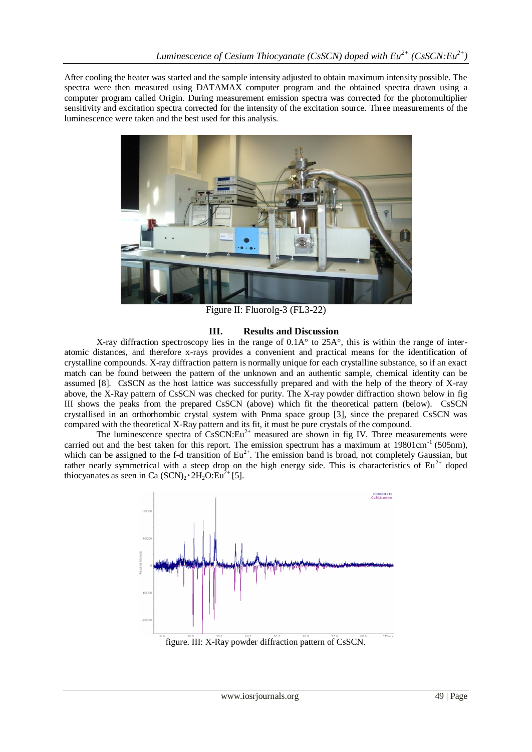After cooling the heater was started and the sample intensity adjusted to obtain maximum intensity possible. The spectra were then measured using DATAMAX computer program and the obtained spectra drawn using a computer program called Origin. During measurement emission spectra was corrected for the photomultiplier sensitivity and excitation spectra corrected for the intensity of the excitation source. Three measurements of the luminescence were taken and the best used for this analysis.

Figure II: Fluorolg-3 (FL3-22)

## III. Results and Discussion

X-ray diffraction spectroscopy lies in the range of 0.1A° to 25A°, this is within the range of inter-atomic distances, and therefore x-rays provides a convenient and practical means for the identification of crystalline compounds. X-ray diffraction pattern is normally unique for each crystalline substance, so if an exact match can be found between the pattern of the unknown and an authentic sample, chemical identity can be assumed [8]. CsSCN as the host lattice was successfully prepared and with the help of the theory of X-ray above, the X-Ray pattern of CsSCN was checked for purity. The X-ray powder diffraction shown below in fig III shows the peaks from the prepared CsSCN (above) which fit the theoretical pattern (below). CsSCN crystallised in an orthorhombic crystal system with Pnma space group [3], since the prepared CsSCN was compared with the theoretical X-Ray pattern and its fit, it must be pure crystals of the compound.

The luminescence spectra of $CsSCN:Eu^{2+}$ measured are shown in fig IV. Three measurements were carried out and the best taken for this report. The emission spectrum has a maximum at $19801cm^{-1}$ (505nm), which can be assigned to the f-d transition of $Eu^{2+}$. The emission band is broad, not completely Gaussian, but rather nearly symmetrical with a steep drop on the high energy side. This is characteristics of $Eu^{2+}$ doped thiocyanates as seen in $Ca(SCN)_2 \cdot 2H_2O:Eu^{2+}$ [5].

figure. III: X-Ray powder diffraction pattern of CsSCN.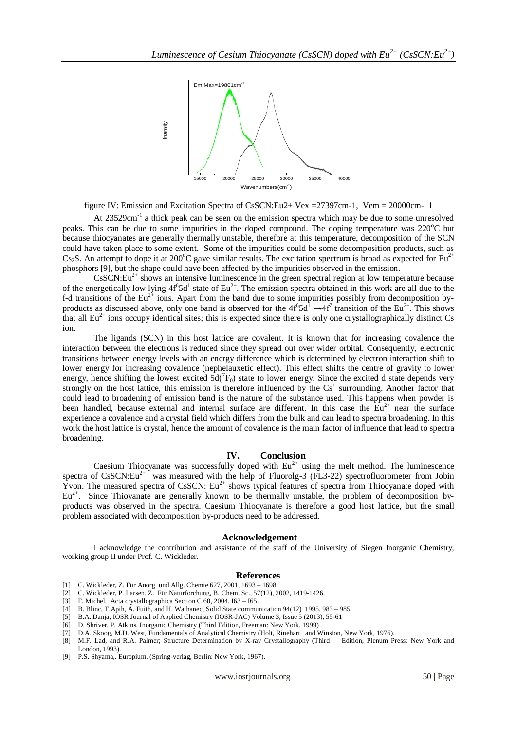Em.Max=19801cm$^{-1}$

Intensity

15000 20000 25000 30000 35000 40000

Wavenumbers(cm$^{-1}$)

figure IV: Emission and Excitation Spectra of CsSCN:Eu2+ Vex =27397cm-1, Vem = 20000cm- 1

At 23529cm$^{-1}$ a thick peak can be seen on the emission spectra which may be due to some unresolved peaks. This can be due to some impurities in the doped compound. The doping temperature was 220$^{o}$C but because thiocyanates are generally thermally unstable, therefore at this temperature, decomposition of the SCN could have taken place to some extent. Some of the impurities could be some decomposition products, such as $Cs_2S$. An attempt to dope it at 200$^{o}$C gave similar results. The excitation spectrum is broad as expected for $Eu^{2+}$ phosphors [9], but the shape could have been affected by the impurities observed in the emission.

CsSCN:$Eu^{2+}$ shows an intensive luminescence in the green spectral region at low temperature because of the energetically low lying $4f^65d^1$ state of $Eu^{2+}$. The emission spectra obtained in this work are all due to the f-d transitions of the $Eu^{2+}$ ions. Apart from the band due to some impurities possibly from decomposition by-products as discussed above, only one band is observed for the $4f^65d^1 \rightarrow 4f^7$ transition of the $Eu^{2+}$. This shows that all $Eu^{2+}$ ions occupy identical sites; this is expected since there is only one crystallographically distinct Cs ion.

The ligands (SCN) in this host lattice are covalent. It is known that for increasing covalence the interaction between the electrons is reduced since they spread out over wider orbital. Consequently, electronic transitions between energy levels with an energy difference which is determined by electron interaction shift to lower energy for increasing covalence (nephelauxetic effect). This effect shifts the centre of gravity to lower energy, hence shifting the lowest excited $5d(^7F_0)$ state to lower energy. Since the excited d state depends very strongly on the host lattice, this emission is therefore influenced by the $Cs^+$ surrounding. Another factor that could lead to broadening of emission band is the nature of the substance used. This happens when powder is been handled, because external and internal surface are different. In this case the $Eu^{2+}$ near the surface experience a covalence and a crystal field which differs from the bulk and can lead to spectra broadening. In this work the host lattice is crystal, hence the amount of covalence is the main factor of influence that lead to spectra broadening.

## IV. Conclusion

Caesium Thiocyanate was successfully doped with $Eu^{2+}$ using the melt method. The luminescence spectra of CsSCN:$Eu^{2+}$ was measured with the help of Fluorolg-3 (FL3-22) spectrofluorometer from Jobin Yvon. The measured spectra of CsSCN: $Eu^{2+}$ shows typical features of spectra from Thiocyanate doped with $Eu^{2+}$. Since Thioyanate are generally known to be thermally unstable, the problem of decomposition by-products was observed in the spectra. Caesium Thiocyanate is therefore a good host lattice, but the small problem associated with decomposition by-products need to be addressed.

## Acknowledgement

I acknowledge the contribution and assistance of the staff of the University of Siegen Inorganic Chemistry, working group II under Prof. C. Wickleder.

## References

[1] C. Wickleder, Z. Für Anorg. und Allg. Chemie 627, 2001, 1693 – 1698.
[2] C. Wickleder, P. Larsen, Z. Für Naturforchung, B. Chem. Sc., 57(12), 2002, 1419-1426.
[3] F. Michel, Acta crystallographica Section C 60, 2004, I63 – I65.
[4] B. Blinc, T.Apih, A. Fuith, and H. Wathanec, Solid State communication 94(12) 1995, 983 – 985.
[5] B.A. Danja, IOSR Journal of Applied Chemistry (IOSR-JAC) Volume 3, Issue 5 (2013), 55-61
[6] D. Shriver, P. Atkins. Inorganic Chemistry (Third Edition, Freeman: New York, 1999)
[7] D.A. Skoog, M.D. West, Fundamentals of Analytical Chemistry (Holt, Rinehart and Winston, New York, 1976).
[8] M.F. Lad, and R.A. Palmer; Structure Determination by X-ray Crystallography (Third Edition, Plenum Press: New York and London, 1993).
[9] P.S. Shyama,. Europium. (Spring-verlag, Berlin: New York, 1967).